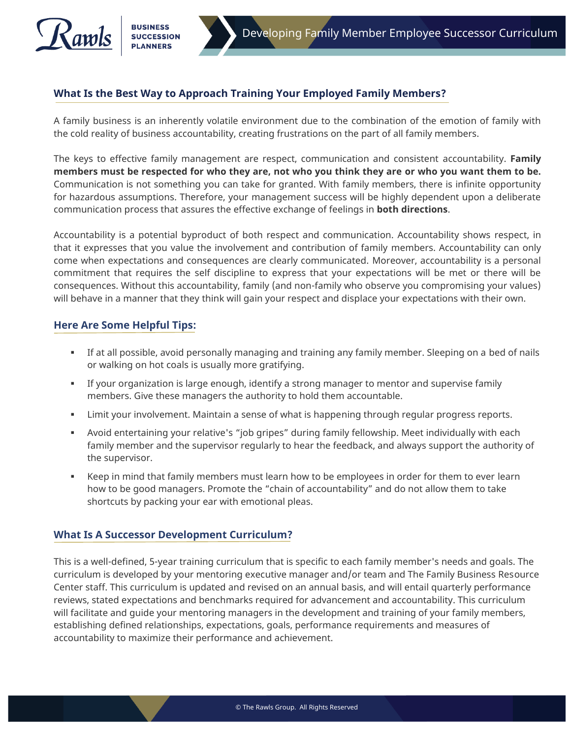## What Is the Best Way to Approach Training Your Employed Family Members?

A family business is an inherently volatile environment due to the combination of the emotion of family with the cold reality of business accountability, creating frustrations on the part of all family members.

The keys to effective family management are respect, communication and consistent accountability. **Family members must be respected for who they are, not who you think they are or who you want them to be.** Communication is not something you can take for granted. With family members, there is infinite opportunity for hazardous assumptions. Therefore, your management success will be highly dependent upon a deliberate communication process that assures the effective exchange of feelings in **both directions**.

Accountability is a potential byproduct of both respect and communication. Accountability shows respect, in that it expresses that you value the involvement and contribution of family members. Accountability can only come when expectations and consequences are clearly communicated. Moreover, accountability is a personal commitment that requires the self discipline to express that your expectations will be met or there will be consequences. Without this accountability, family (and non-family who observe you compromising your values) will behave in a manner that they think will gain your respect and displace your expectations with their own.

## Here Are Some Helpful Tips:

- If at all possible, avoid personally managing and training any family member. Sleeping on a bed of nails or walking on hot coals is usually more gratifying.
- If your organization is large enough, identify a strong manager to mentor and supervise family members. Give these managers the authority to hold them accountable.
- Limit your involvement. Maintain a sense of what is happening through regular progress reports.
- Avoid entertaining your relative's "job gripes" during family fellowship. Meet individually with each family member and the supervisor regularly to hear the feedback, and always support the authority of the supervisor.
- Keep in mind that family members must learn how to be employees in order for them to ever learn how to be good managers. Promote the "chain of accountability" and do not allow them to take shortcuts by packing your ear with emotional pleas.

## What Is A Successor Development Curriculum?

This is a well-defined, 5-year training curriculum that is specific to each family member's needs and goals. The curriculum is developed by your mentoring executive manager and/or team and The Family Business Resource Center staff. This curriculum is updated and revised on an annual basis, and will entail quarterly performance reviews, stated expectations and benchmarks required for advancement and accountability. This curriculum will facilitate and guide your mentoring managers in the development and training of your family members, establishing defined relationships, expectations, goals, performance requirements and measures of accountability to maximize their performance and achievement.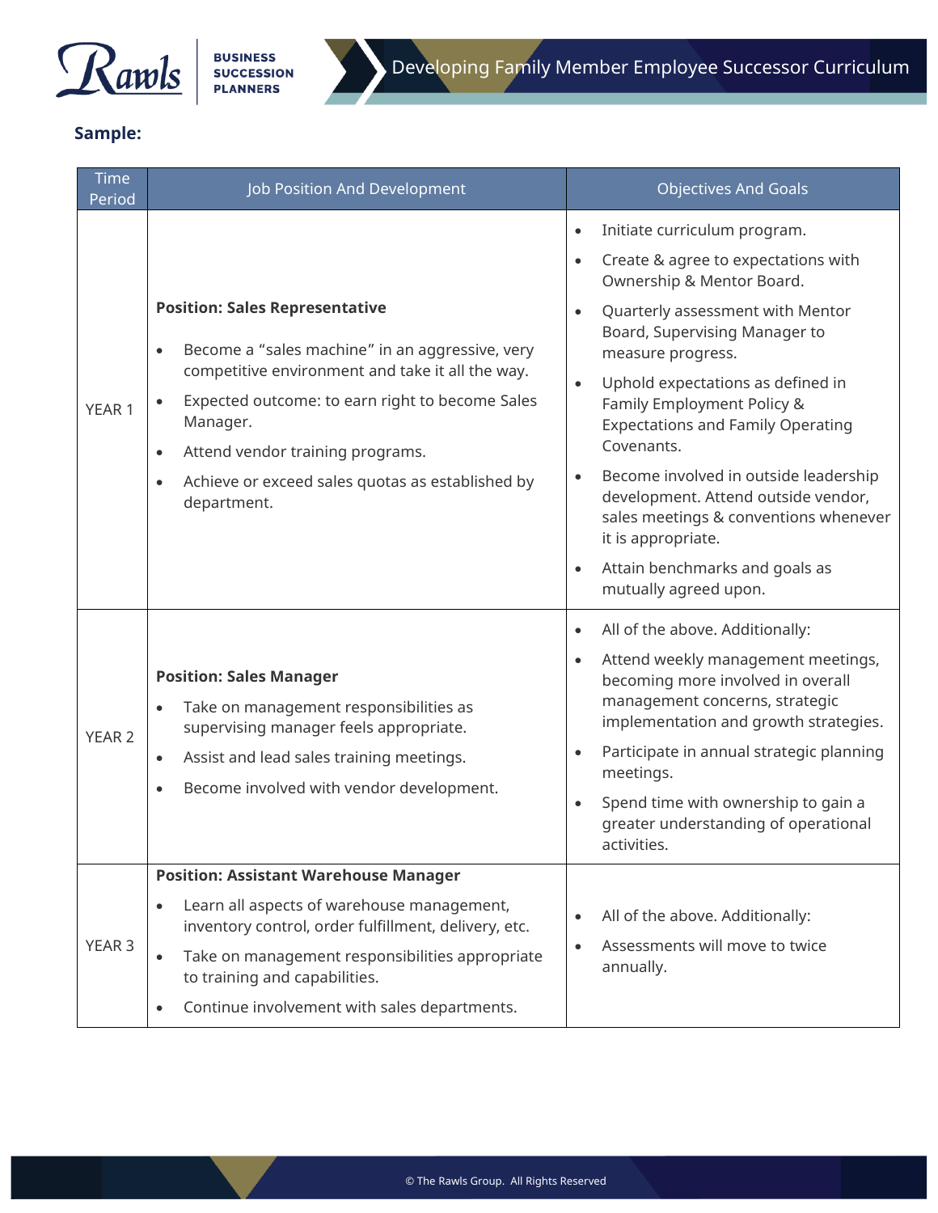**Sample:**

| Time Period | Job Position And Development | Objectives And Goals |
|---|---|---|
| YEAR 1 | **Position: Sales Representative**<br>• Become a "sales machine" in an aggressive, very competitive environment and take it all the way.<br>• Expected outcome: to earn right to become Sales Manager.<br>• Attend vendor training programs.<br>• Achieve or exceed sales quotas as established by department. | • Initiate curriculum program.<br>• Create & agree to expectations with Ownership & Mentor Board.<br>• Quarterly assessment with Mentor Board, Supervising Manager to measure progress.<br>• Uphold expectations as defined in Family Employment Policy & Expectations and Family Operating Covenants.<br>• Become involved in outside leadership development. Attend outside vendor, sales meetings & conventions whenever it is appropriate.<br>• Attain benchmarks and goals as mutually agreed upon. |
| YEAR 2 | **Position: Sales Manager**<br>• Take on management responsibilities as supervising manager feels appropriate.<br>• Assist and lead sales training meetings.<br>• Become involved with vendor development. | • All of the above. Additionally:<br>• Attend weekly management meetings, becoming more involved in overall management concerns, strategic implementation and growth strategies.<br>• Participate in annual strategic planning meetings.<br>• Spend time with ownership to gain a greater understanding of operational activities. |
| YEAR 3 | **Position: Assistant Warehouse Manager**<br>• Learn all aspects of warehouse management, inventory control, order fulfillment, delivery, etc.<br>• Take on management responsibilities appropriate to training and capabilities.<br>• Continue involvement with sales departments. | • All of the above. Additionally:<br>• Assessments will move to twice annually. |